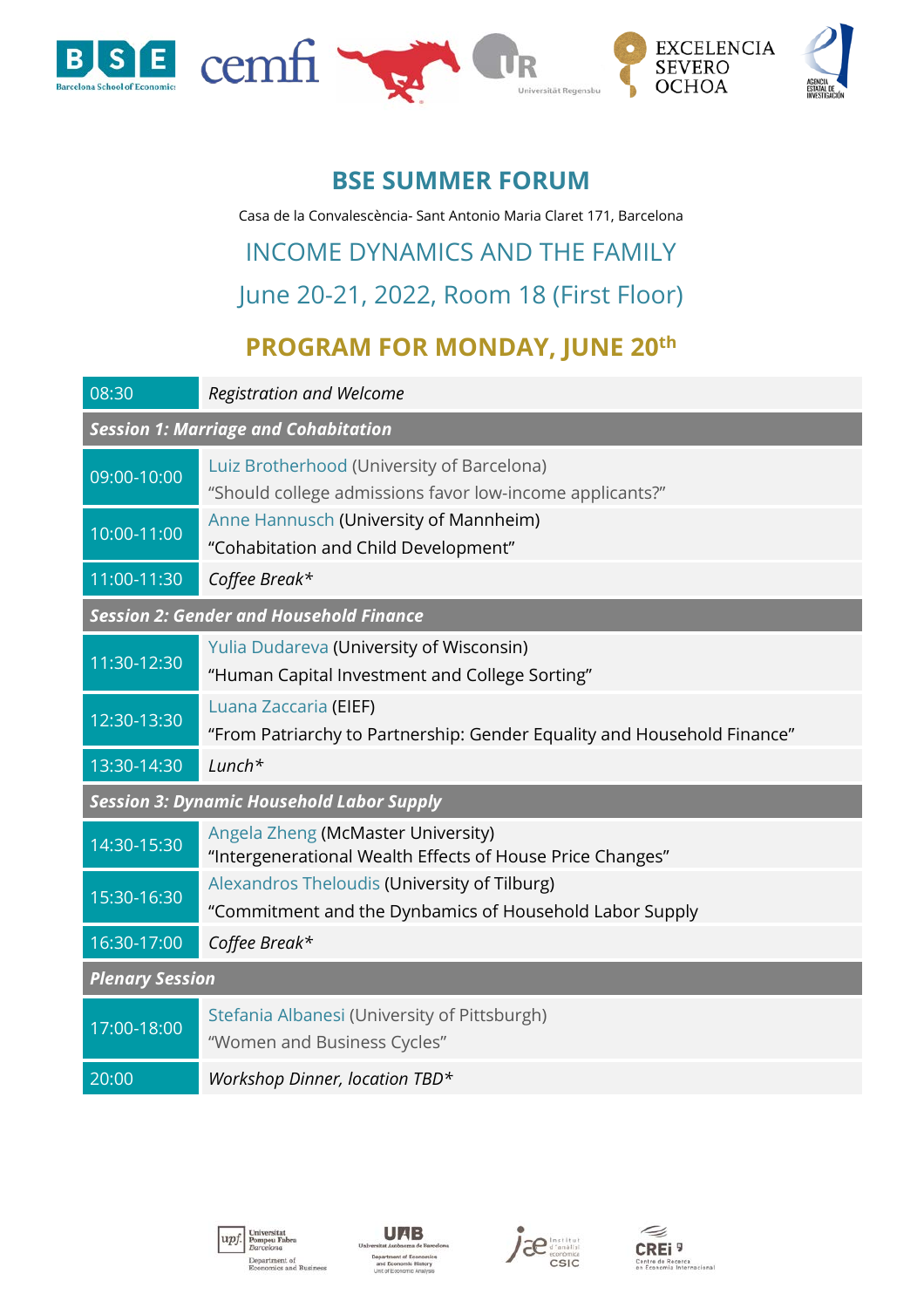# BSE SUMMER FORUM

Casa de la Convalescència- Sant Antonio Maria Claret 171, Barcelona

## INCOME DYNAMICS AND THE FAMILY

## June 20-21, 2022, Room 18 (First Floor)

## PROGRAM FOR MONDAY, JUNE 20th

| | |
|---|---|
| 08:30 | *Registration and Welcome* |
| ***Session 1: Marriage and Cohabitation*** | |
| 09:00-10:00 | Luiz Brotherhood (University of Barcelona)<br>"Should college admissions favor low-income applicants?" |
| 10:00-11:00 | Anne Hannusch (University of Mannheim)<br>"Cohabitation and Child Development" |
| 11:00-11:30 | *Coffee Break** |
| ***Session 2: Gender and Household Finance*** | |
| 11:30-12:30 | Yulia Dudareva (University of Wisconsin)<br>"Human Capital Investment and College Sorting" |
| 12:30-13:30 | Luana Zaccaria (EIEF)<br>"From Patriarchy to Partnership: Gender Equality and Household Finance" |
| 13:30-14:30 | *Lunch** |
| ***Session 3: Dynamic Household Labor Supply*** | |
| 14:30-15:30 | Angela Zheng (McMaster University)<br>"Intergenerational Wealth Effects of House Price Changes" |
| 15:30-16:30 | Alexandros Theloudis (University of Tilburg)<br>"Commitment and the Dynbamics of Household Labor Supply |
| 16:30-17:00 | *Coffee Break** |
| ***Plenary Session*** | |
| 17:00-18:00 | Stefania Albanesi (University of Pittsburgh)<br>"Women and Business Cycles" |
| 20:00 | *Workshop Dinner, location TBD** |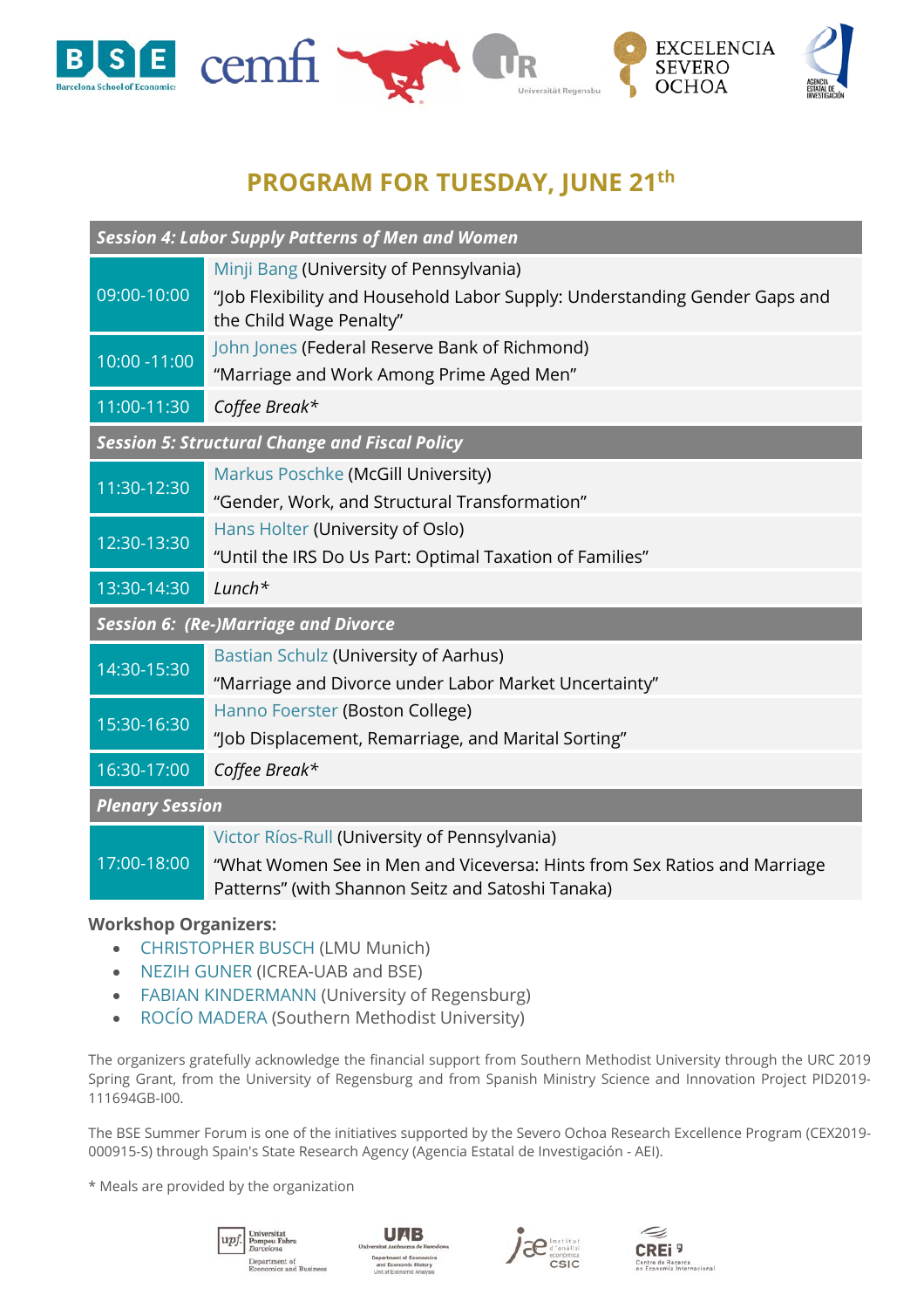# PROGRAM FOR TUESDAY, JUNE 21th

| | |
|---|---|
| ***Session 4: Labor Supply Patterns of Men and Women*** | |
| 09:00-10:00 | Minji Bang (University of Pennsylvania)<br>"Job Flexibility and Household Labor Supply: Understanding Gender Gaps and the Child Wage Penalty" |
| 10:00 -11:00 | John Jones (Federal Reserve Bank of Richmond)<br>"Marriage and Work Among Prime Aged Men" |
| 11:00-11:30 | *Coffee Break\** |
| ***Session 5: Structural Change and Fiscal Policy*** | |
| 11:30-12:30 | Markus Poschke (McGill University)<br>"Gender, Work, and Structural Transformation" |
| 12:30-13:30 | Hans Holter (University of Oslo)<br>"Until the IRS Do Us Part: Optimal Taxation of Families" |
| 13:30-14:30 | *Lunch\** |
| ***Session 6: (Re-)Marriage and Divorce*** | |
| 14:30-15:30 | Bastian Schulz (University of Aarhus)<br>"Marriage and Divorce under Labor Market Uncertainty" |
| 15:30-16:30 | Hanno Foerster (Boston College)<br>"Job Displacement, Remarriage, and Marital Sorting" |
| 16:30-17:00 | *Coffee Break\** |
| ***Plenary Session*** | |
| 17:00-18:00 | Victor Ríos-Rull (University of Pennsylvania)<br>"What Women See in Men and Viceversa: Hints from Sex Ratios and Marriage Patterns" (with Shannon Seitz and Satoshi Tanaka) |

**Workshop Organizers:**

- CHRISTOPHER BUSCH (LMU Munich)
- NEZIH GUNER (ICREA-UAB and BSE)
- FABIAN KINDERMANN (University of Regensburg)
- ROCÍO MADERA (Southern Methodist University)

The organizers gratefully acknowledge the financial support from Southern Methodist University through the URC 2019 Spring Grant, from the University of Regensburg and from Spanish Ministry Science and Innovation Project PID2019-111694GB-I00.

The BSE Summer Forum is one of the initiatives supported by the Severo Ochoa Research Excellence Program (CEX2019-000915-S) through Spain's State Research Agency (Agencia Estatal de Investigación - AEI).

\* Meals are provided by the organization